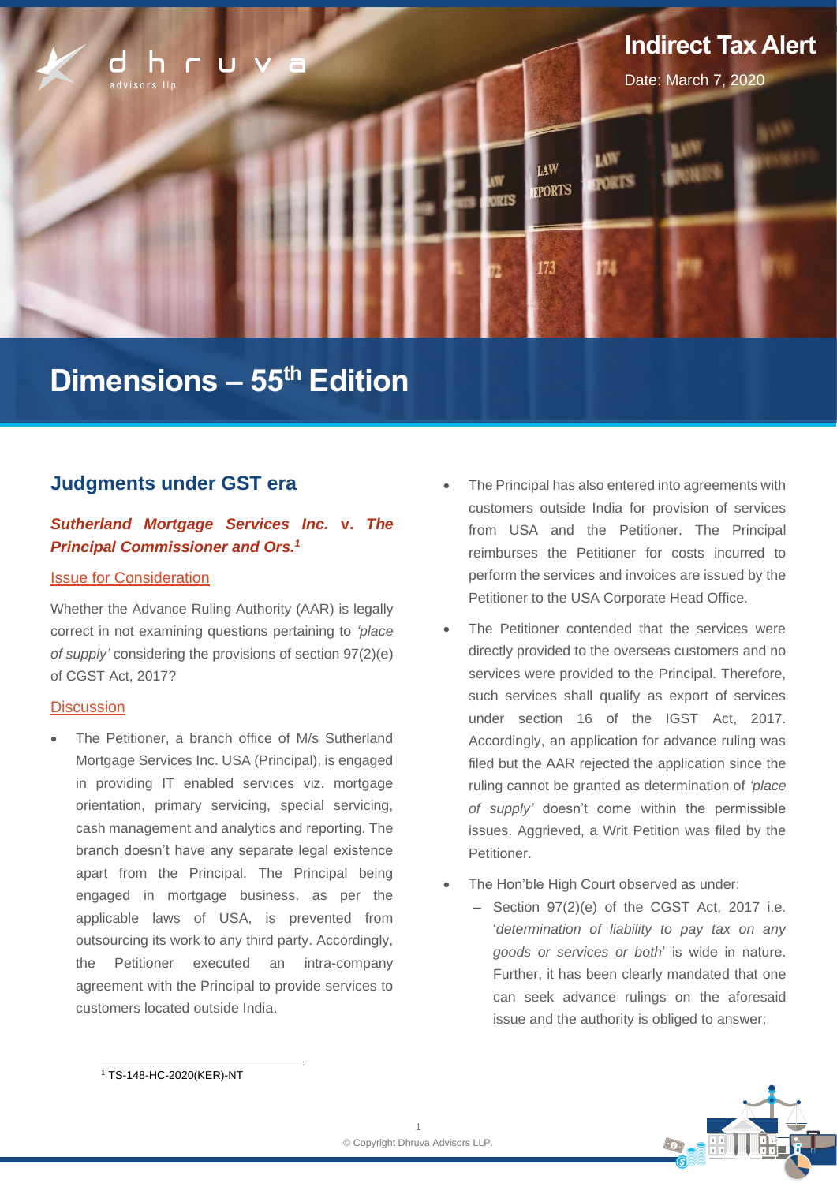# Indirect Tax Alert

Date: March 7, 2020

# Dimensions – 55th Edition

## Judgments under GST era

### *Sutherland Mortgage Services Inc.* v. *The Principal Commissioner and Ors.*[1]

Issue for Consideration

Whether the Advance Ruling Authority (AAR) is legally correct in not examining questions pertaining to *'place of supply'* considering the provisions of section 97(2)(e) of CGST Act, 2017?

Discussion

- The Petitioner, a branch office of M/s Sutherland Mortgage Services Inc. USA (Principal), is engaged in providing IT enabled services viz. mortgage orientation, primary servicing, special servicing, cash management and analytics and reporting. The branch doesn't have any separate legal existence apart from the Principal. The Principal being engaged in mortgage business, as per the applicable laws of USA, is prevented from outsourcing its work to any third party. Accordingly, the Petitioner executed an intra-company agreement with the Principal to provide services to customers located outside India.
- The Principal has also entered into agreements with customers outside India for provision of services from USA and the Petitioner. The Principal reimburses the Petitioner for costs incurred to perform the services and invoices are issued by the Petitioner to the USA Corporate Head Office.
- The Petitioner contended that the services were directly provided to the overseas customers and no services were provided to the Principal. Therefore, such services shall qualify as export of services under section 16 of the IGST Act, 2017. Accordingly, an application for advance ruling was filed but the AAR rejected the application since the ruling cannot be granted as determination of *'place of supply'* doesn't come within the permissible issues. Aggrieved, a Writ Petition was filed by the Petitioner.
- The Hon'ble High Court observed as under:
  - Section 97(2)(e) of the CGST Act, 2017 i.e. '*determination of liability to pay tax on any goods or services or both*' is wide in nature. Further, it has been clearly mandated that one can seek advance rulings on the aforesaid issue and the authority is obliged to answer;

[1] TS-148-HC-2020(KER)-NT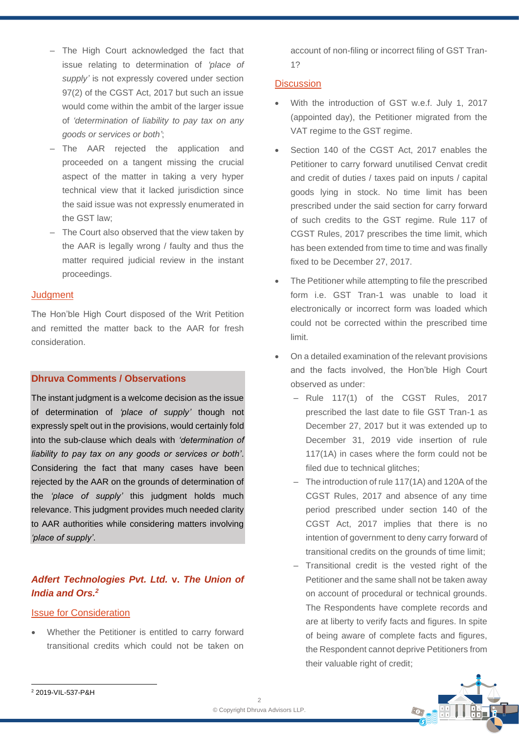- The High Court acknowledged the fact that issue relating to determination of *'place of supply'* is not expressly covered under section 97(2) of the CGST Act, 2017 but such an issue would come within the ambit of the larger issue of *'determination of liability to pay tax on any goods or services or both'*;
- The AAR rejected the application and proceeded on a tangent missing the crucial aspect of the matter in taking a very hyper technical view that it lacked jurisdiction since the said issue was not expressly enumerated in the GST law;
- The Court also observed that the view taken by the AAR is legally wrong / faulty and thus the matter required judicial review in the instant proceedings.

## Judgment

The Hon'ble High Court disposed of the Writ Petition and remitted the matter back to the AAR for fresh consideration.

### Dhruva Comments / Observations

The instant judgment is a welcome decision as the issue of determination of *'place of supply'* though not expressly spelt out in the provisions, would certainly fold into the sub-clause which deals with *'determination of liability to pay tax on any goods or services or both'*. Considering the fact that many cases have been rejected by the AAR on the grounds of determination of the *'place of supply'* this judgment holds much relevance. This judgment provides much needed clarity to AAR authorities while considering matters involving *'place of supply'*.

## *Adfert Technologies Pvt. Ltd.* v. *The Union of India and Ors.*[2]

### Issue for Consideration

- Whether the Petitioner is entitled to carry forward transitional credits which could not be taken on account of non-filing or incorrect filing of GST Tran-1?

### Discussion

- With the introduction of GST w.e.f. July 1, 2017 (appointed day), the Petitioner migrated from the VAT regime to the GST regime.
- Section 140 of the CGST Act, 2017 enables the Petitioner to carry forward unutilised Cenvat credit and credit of duties / taxes paid on inputs / capital goods lying in stock. No time limit has been prescribed under the said section for carry forward of such credits to the GST regime. Rule 117 of CGST Rules, 2017 prescribes the time limit, which has been extended from time to time and was finally fixed to be December 27, 2017.
- The Petitioner while attempting to file the prescribed form i.e. GST Tran-1 was unable to load it electronically or incorrect form was loaded which could not be corrected within the prescribed time limit.
- On a detailed examination of the relevant provisions and the facts involved, the Hon'ble High Court observed as under:
  - Rule 117(1) of the CGST Rules, 2017 prescribed the last date to file GST Tran-1 as December 27, 2017 but it was extended up to December 31, 2019 vide insertion of rule 117(1A) in cases where the form could not be filed due to technical glitches;
  - The introduction of rule 117(1A) and 120A of the CGST Rules, 2017 and absence of any time period prescribed under section 140 of the CGST Act, 2017 implies that there is no intention of government to deny carry forward of transitional credits on the grounds of time limit;
  - Transitional credit is the vested right of the Petitioner and the same shall not be taken away on account of procedural or technical grounds. The Respondents have complete records and are at liberty to verify facts and figures. In spite of being aware of complete facts and figures, the Respondent cannot deprive Petitioners from their valuable right of credit;

[2] 2019-VIL-537-P&H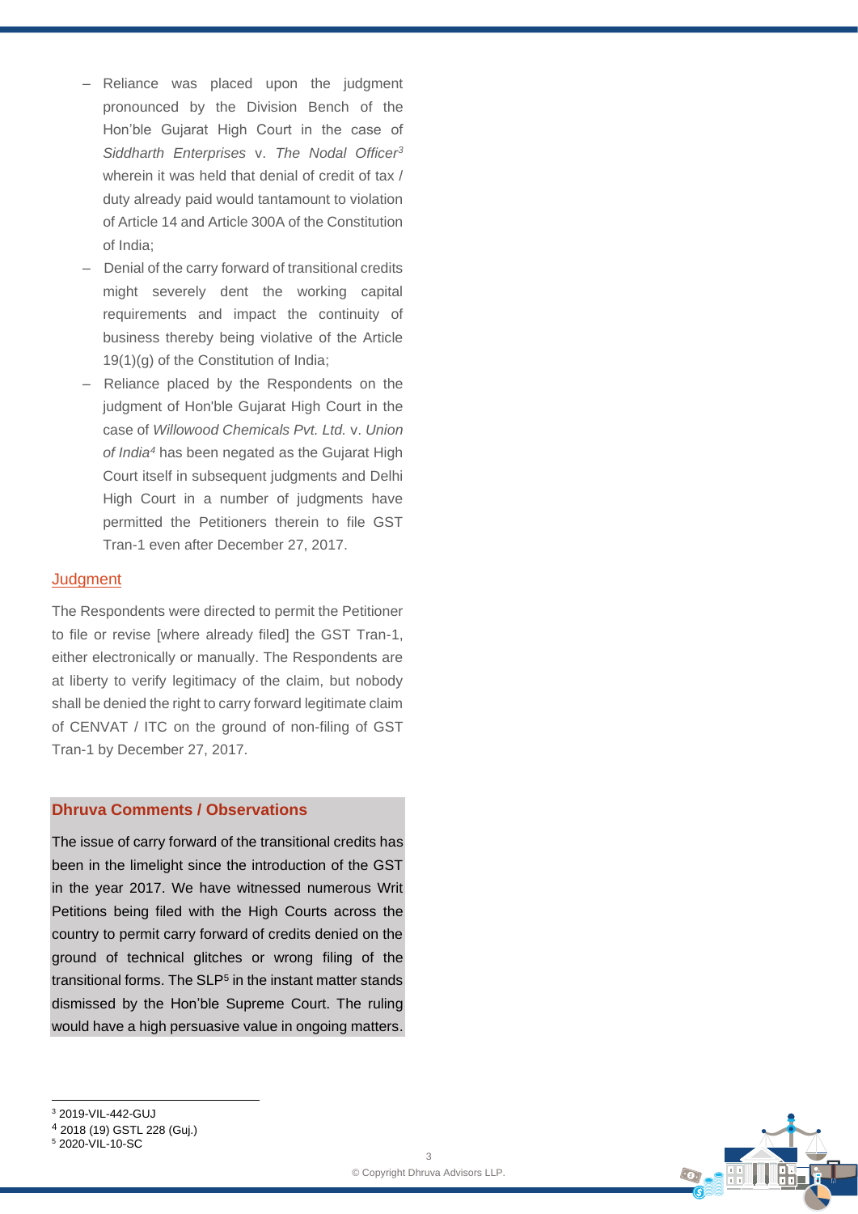- Reliance was placed upon the judgment pronounced by the Division Bench of the Hon'ble Gujarat High Court in the case of *Siddharth Enterprises* v. *The Nodal Officer*[3] wherein it was held that denial of credit of tax / duty already paid would tantamount to violation of Article 14 and Article 300A of the Constitution of India;
- Denial of the carry forward of transitional credits might severely dent the working capital requirements and impact the continuity of business thereby being violative of the Article 19(1)(g) of the Constitution of India;
- Reliance placed by the Respondents on the judgment of Hon'ble Gujarat High Court in the case of *Willowood Chemicals Pvt. Ltd.* v. *Union of India*[4] has been negated as the Gujarat High Court itself in subsequent judgments and Delhi High Court in a number of judgments have permitted the Petitioners therein to file GST Tran-1 even after December 27, 2017.

## Judgment

The Respondents were directed to permit the Petitioner to file or revise [where already filed] the GST Tran-1, either electronically or manually. The Respondents are at liberty to verify legitimacy of the claim, but nobody shall be denied the right to carry forward legitimate claim of CENVAT / ITC on the ground of non-filing of GST Tran-1 by December 27, 2017.

## Dhruva Comments / Observations

The issue of carry forward of the transitional credits has been in the limelight since the introduction of the GST in the year 2017. We have witnessed numerous Writ Petitions being filed with the High Courts across the country to permit carry forward of credits denied on the ground of technical glitches or wrong filing of the transitional forms. The SLP[5] in the instant matter stands dismissed by the Hon'ble Supreme Court. The ruling would have a high persuasive value in ongoing matters.

---

[3] 2019-VIL-442-GUJ

[4] 2018 (19) GSTL 228 (Guj.)

[5] 2020-VIL-10-SC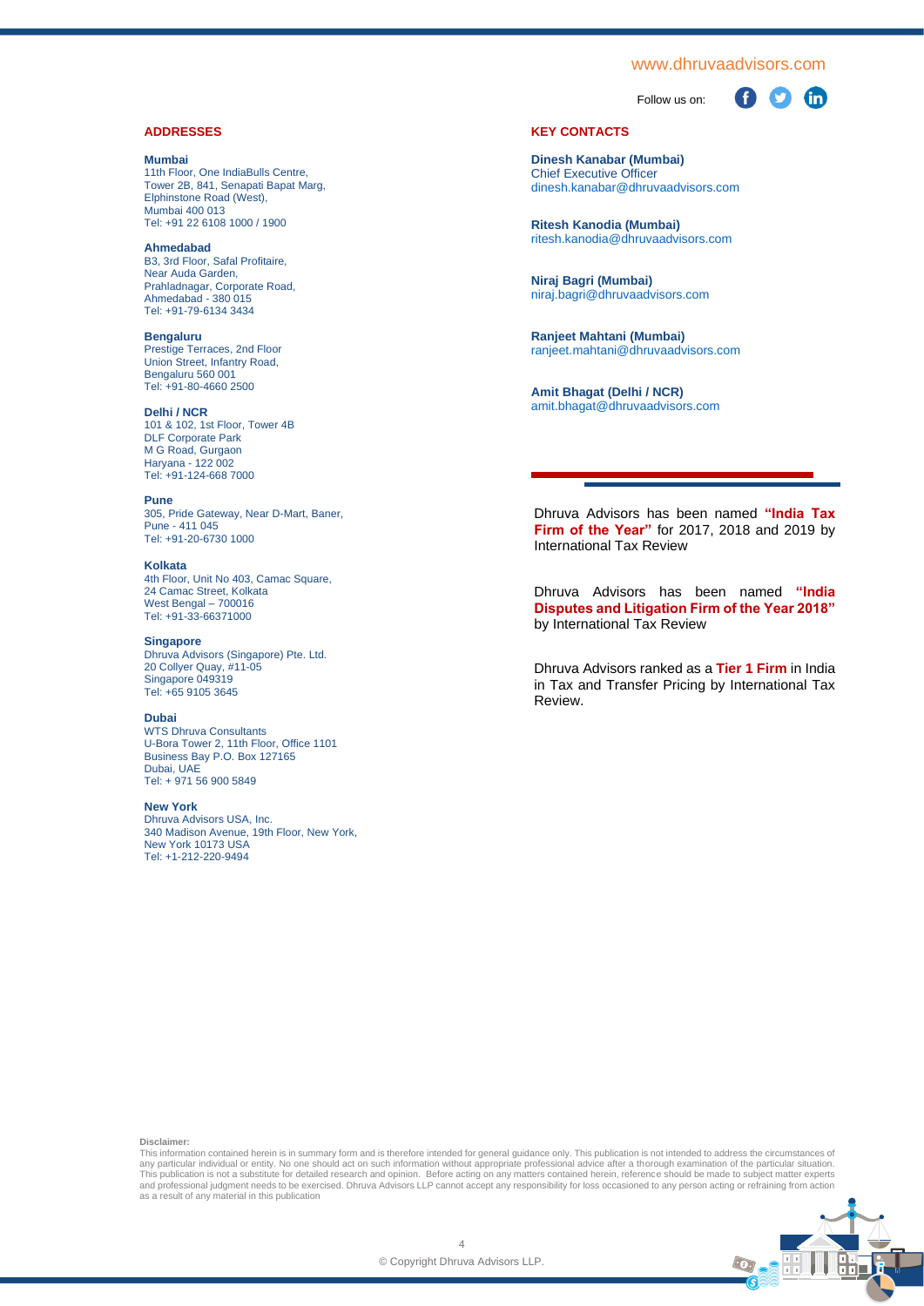www.dhruvaadvisors.com

Follow us on:

## ADDRESSES

**Mumbai**
11th Floor, One IndiaBulls Centre,
Tower 2B, 841, Senapati Bapat Marg,
Elphinstone Road (West),
Mumbai 400 013
Tel: +91 22 6108 1000 / 1900

**Ahmedabad**
B3, 3rd Floor, Safal Profitaire,
Near Auda Garden,
Prahladnagar, Corporate Road,
Ahmedabad - 380 015
Tel: +91-79-6134 3434

**Bengaluru**
Prestige Terraces, 2nd Floor
Union Street, Infantry Road,
Bengaluru 560 001
Tel: +91-80-4660 2500

**Delhi / NCR**
101 & 102, 1st Floor, Tower 4B
DLF Corporate Park
M G Road, Gurgaon
Haryana - 122 002
Tel: +91-124-668 7000

**Pune**
305, Pride Gateway, Near D-Mart, Baner,
Pune - 411 045
Tel: +91-20-6730 1000

**Kolkata**
4th Floor, Unit No 403, Camac Square,
24 Camac Street, Kolkata
West Bengal – 700016
Tel: +91-33-66371000

**Singapore**
Dhruva Advisors (Singapore) Pte. Ltd.
20 Collyer Quay, #11-05
Singapore 049319
Tel: +65 9105 3645

**Dubai**
WTS Dhruva Consultants
U-Bora Tower 2, 11th Floor, Office 1101
Business Bay P.O. Box 127165
Dubai, UAE
Tel: + 971 56 900 5849

**New York**
Dhruva Advisors USA, Inc.
340 Madison Avenue, 19th Floor, New York,
New York 10173 USA
Tel: +1-212-220-9494

## KEY CONTACTS

**Dinesh Kanabar (Mumbai)**
Chief Executive Officer
dinesh.kanabar@dhruvaadvisors.com

**Ritesh Kanodia (Mumbai)**
ritesh.kanodia@dhruvaadvisors.com

**Niraj Bagri (Mumbai)**
niraj.bagri@dhruvaadvisors.com

**Ranjeet Mahtani (Mumbai)**
ranjeet.mahtani@dhruvaadvisors.com

**Amit Bhagat (Delhi / NCR)**
amit.bhagat@dhruvaadvisors.com

Dhruva Advisors has been named **"India Tax Firm of the Year"** for 2017, 2018 and 2019 by International Tax Review

Dhruva Advisors has been named **"India Disputes and Litigation Firm of the Year 2018"** by International Tax Review

Dhruva Advisors ranked as a **Tier 1 Firm** in India in Tax and Transfer Pricing by International Tax Review.

**Disclaimer:**
This information contained herein is in summary form and is therefore intended for general guidance only. This publication is not intended to address the circumstances of any particular individual or entity. No one should act on such information without appropriate professional advice after a thorough examination of the particular situation. This publication is not a substitute for detailed research and opinion. Before acting on any matters contained herein, reference should be made to subject matter experts and professional judgment needs to be exercised. Dhruva Advisors LLP cannot accept any responsibility for loss occasioned to any person acting or refraining from action as a result of any material in this publication

© Copyright Dhruva Advisors LLP.